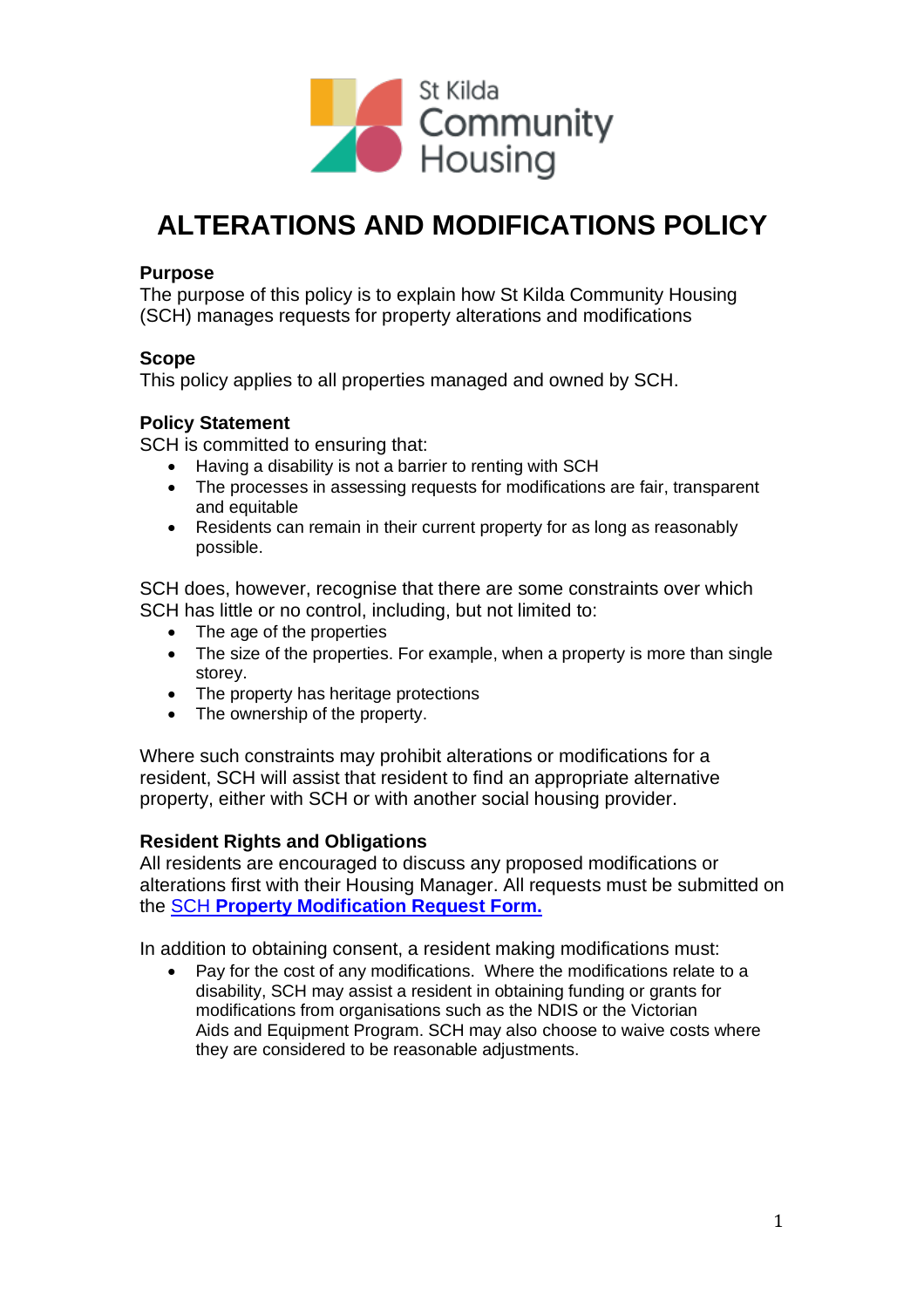St Kilda Community Housing

# ALTERATIONS AND MODIFICATIONS POLICY

**Purpose**
The purpose of this policy is to explain how St Kilda Community Housing (SCH) manages requests for property alterations and modifications

**Scope**
This policy applies to all properties managed and owned by SCH.

**Policy Statement**
SCH is committed to ensuring that:

- Having a disability is not a barrier to renting with SCH
- The processes in assessing requests for modifications are fair, transparent and equitable
- Residents can remain in their current property for as long as reasonably possible.

SCH does, however, recognise that there are some constraints over which SCH has little or no control, including, but not limited to:

- The age of the properties
- The size of the properties. For example, when a property is more than single storey.
- The property has heritage protections
- The ownership of the property.

Where such constraints may prohibit alterations or modifications for a resident, SCH will assist that resident to find an appropriate alternative property, either with SCH or with another social housing provider.

**Resident Rights and Obligations**
All residents are encouraged to discuss any proposed modifications or alterations first with their Housing Manager. All requests must be submitted on the SCH **Property Modification Request Form.**

In addition to obtaining consent, a resident making modifications must:

- Pay for the cost of any modifications. Where the modifications relate to a disability, SCH may assist a resident in obtaining funding or grants for modifications from organisations such as the NDIS or the Victorian Aids and Equipment Program. SCH may also choose to waive costs where they are considered to be reasonable adjustments.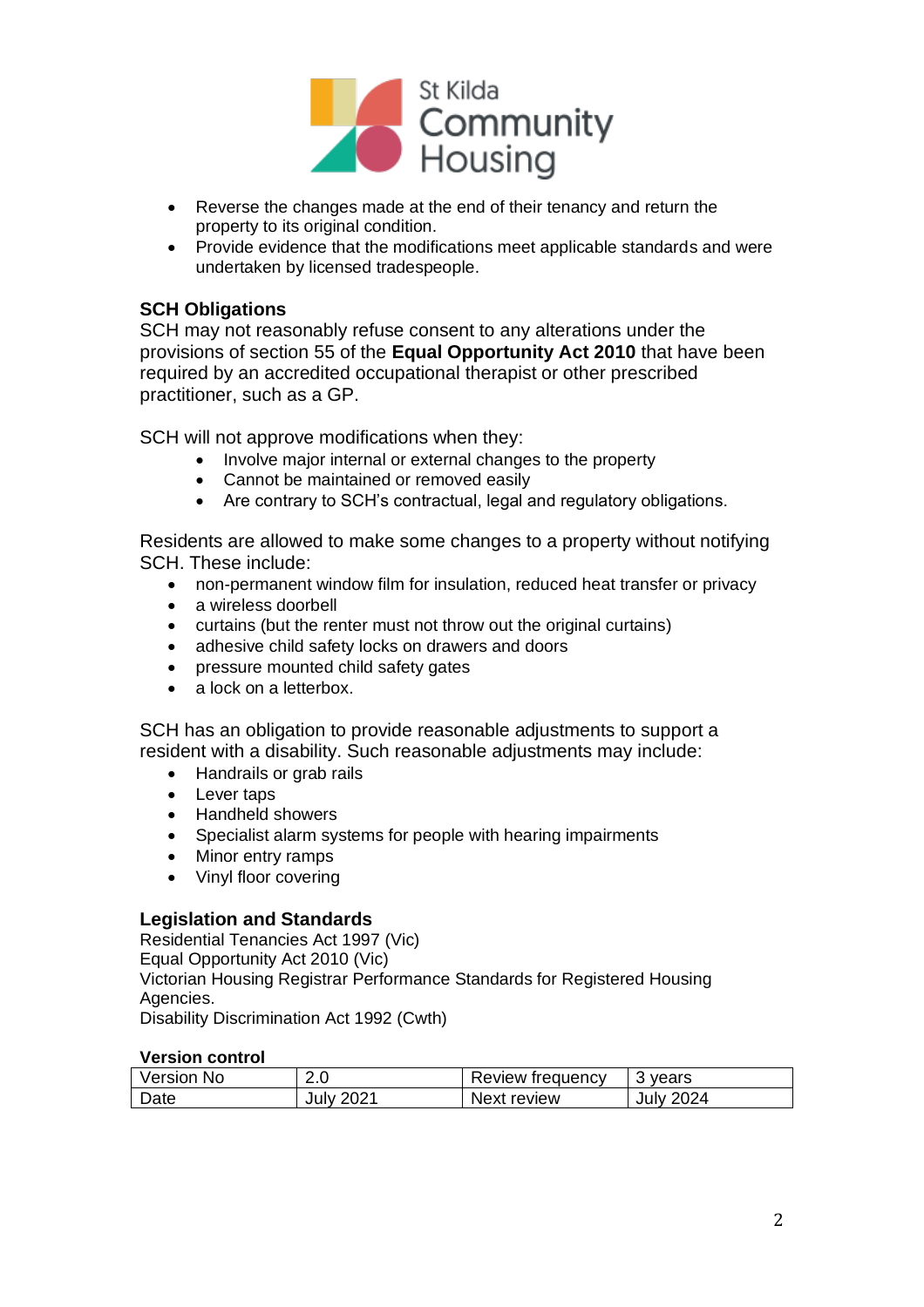- Reverse the changes made at the end of their tenancy and return the property to its original condition.
- Provide evidence that the modifications meet applicable standards and were undertaken by licensed tradespeople.

**SCH Obligations**

SCH may not reasonably refuse consent to any alterations under the provisions of section 55 of the **Equal Opportunity Act 2010** that have been required by an accredited occupational therapist or other prescribed practitioner, such as a GP.

SCH will not approve modifications when they:

- Involve major internal or external changes to the property
- Cannot be maintained or removed easily
- Are contrary to SCH's contractual, legal and regulatory obligations.

Residents are allowed to make some changes to a property without notifying SCH. These include:

- non-permanent window film for insulation, reduced heat transfer or privacy
- a wireless doorbell
- curtains (but the renter must not throw out the original curtains)
- adhesive child safety locks on drawers and doors
- pressure mounted child safety gates
- a lock on a letterbox.

SCH has an obligation to provide reasonable adjustments to support a resident with a disability. Such reasonable adjustments may include:

- Handrails or grab rails
- Lever taps
- Handheld showers
- Specialist alarm systems for people with hearing impairments
- Minor entry ramps
- Vinyl floor covering

**Legislation and Standards**

Residential Tenancies Act 1997 (Vic)
Equal Opportunity Act 2010 (Vic)
Victorian Housing Registrar Performance Standards for Registered Housing Agencies.
Disability Discrimination Act 1992 (Cwth)

**Version control**

| | | | |
|---|---|---|---|
| Version No | 2.0 | Review frequency | 3 years |
| Date | July 2021 | Next review | July 2024 |